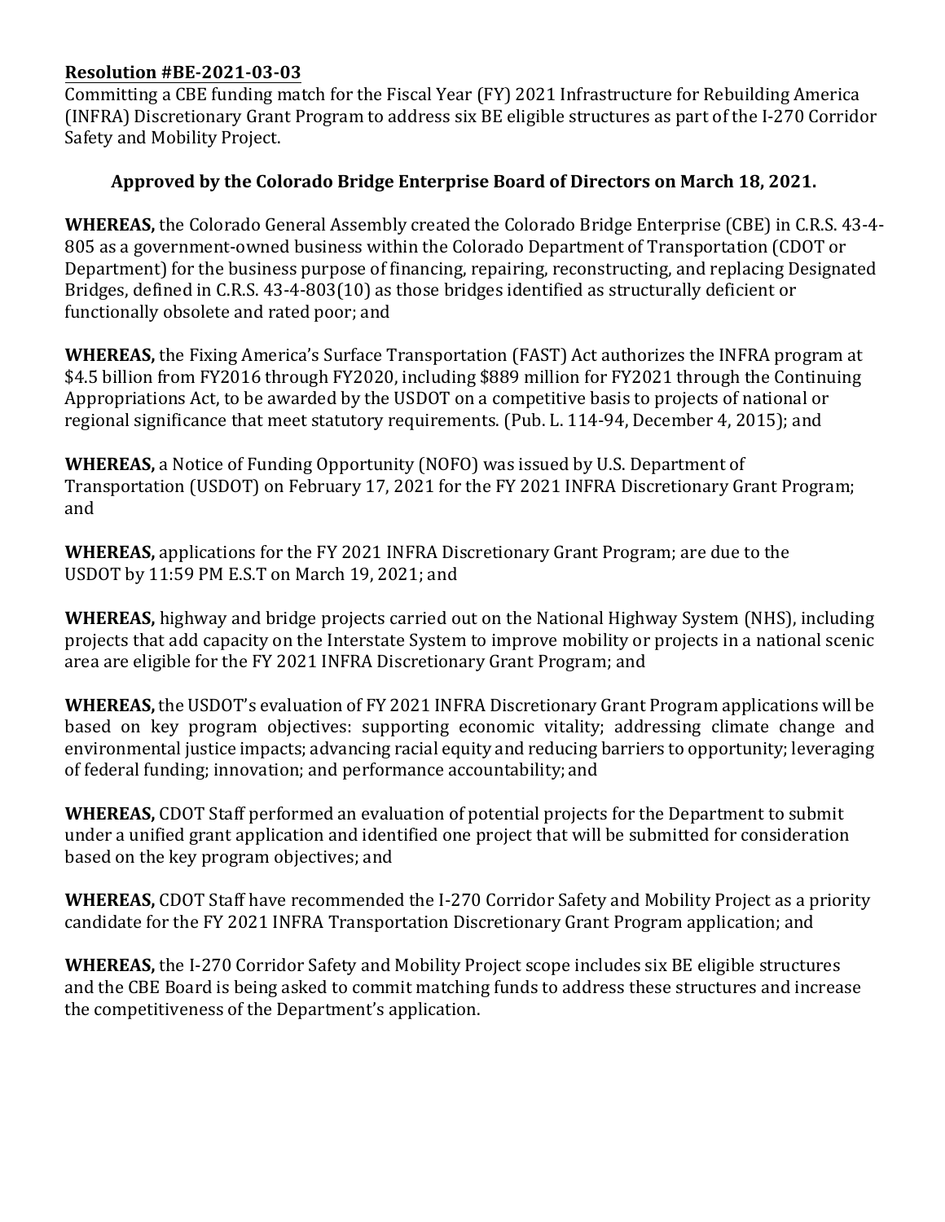**Resolution #BE-2021-03-03**

Committing a CBE funding match for the Fiscal Year (FY) 2021 Infrastructure for Rebuilding America (INFRA) Discretionary Grant Program to address six BE eligible structures as part of the I-270 Corridor Safety and Mobility Project.

**Approved by the Colorado Bridge Enterprise Board of Directors on March 18, 2021.**

**WHEREAS,** the Colorado General Assembly created the Colorado Bridge Enterprise (CBE) in C.R.S. 43-4-805 as a government-owned business within the Colorado Department of Transportation (CDOT or Department) for the business purpose of financing, repairing, reconstructing, and replacing Designated Bridges, defined in C.R.S. 43-4-803(10) as those bridges identified as structurally deficient or functionally obsolete and rated poor; and

**WHEREAS,** the Fixing America's Surface Transportation (FAST) Act authorizes the INFRA program at $4.5 billion from FY2016 through FY2020, including $889 million for FY2021 through the Continuing Appropriations Act, to be awarded by the USDOT on a competitive basis to projects of national or regional significance that meet statutory requirements. (Pub. L. 114-94, December 4, 2015); and

**WHEREAS,** a Notice of Funding Opportunity (NOFO) was issued by U.S. Department of Transportation (USDOT) on February 17, 2021 for the FY 2021 INFRA Discretionary Grant Program; and

**WHEREAS,** applications for the FY 2021 INFRA Discretionary Grant Program; are due to the USDOT by 11:59 PM E.S.T on March 19, 2021; and

**WHEREAS,** highway and bridge projects carried out on the National Highway System (NHS), including projects that add capacity on the Interstate System to improve mobility or projects in a national scenic area are eligible for the FY 2021 INFRA Discretionary Grant Program; and

**WHEREAS,** the USDOT's evaluation of FY 2021 INFRA Discretionary Grant Program applications will be based on key program objectives: supporting economic vitality; addressing climate change and environmental justice impacts; advancing racial equity and reducing barriers to opportunity; leveraging of federal funding; innovation; and performance accountability; and

**WHEREAS,** CDOT Staff performed an evaluation of potential projects for the Department to submit under a unified grant application and identified one project that will be submitted for consideration based on the key program objectives; and

**WHEREAS,** CDOT Staff have recommended the I-270 Corridor Safety and Mobility Project as a priority candidate for the FY 2021 INFRA Transportation Discretionary Grant Program application; and

**WHEREAS,** the I-270 Corridor Safety and Mobility Project scope includes six BE eligible structures and the CBE Board is being asked to commit matching funds to address these structures and increase the competitiveness of the Department's application.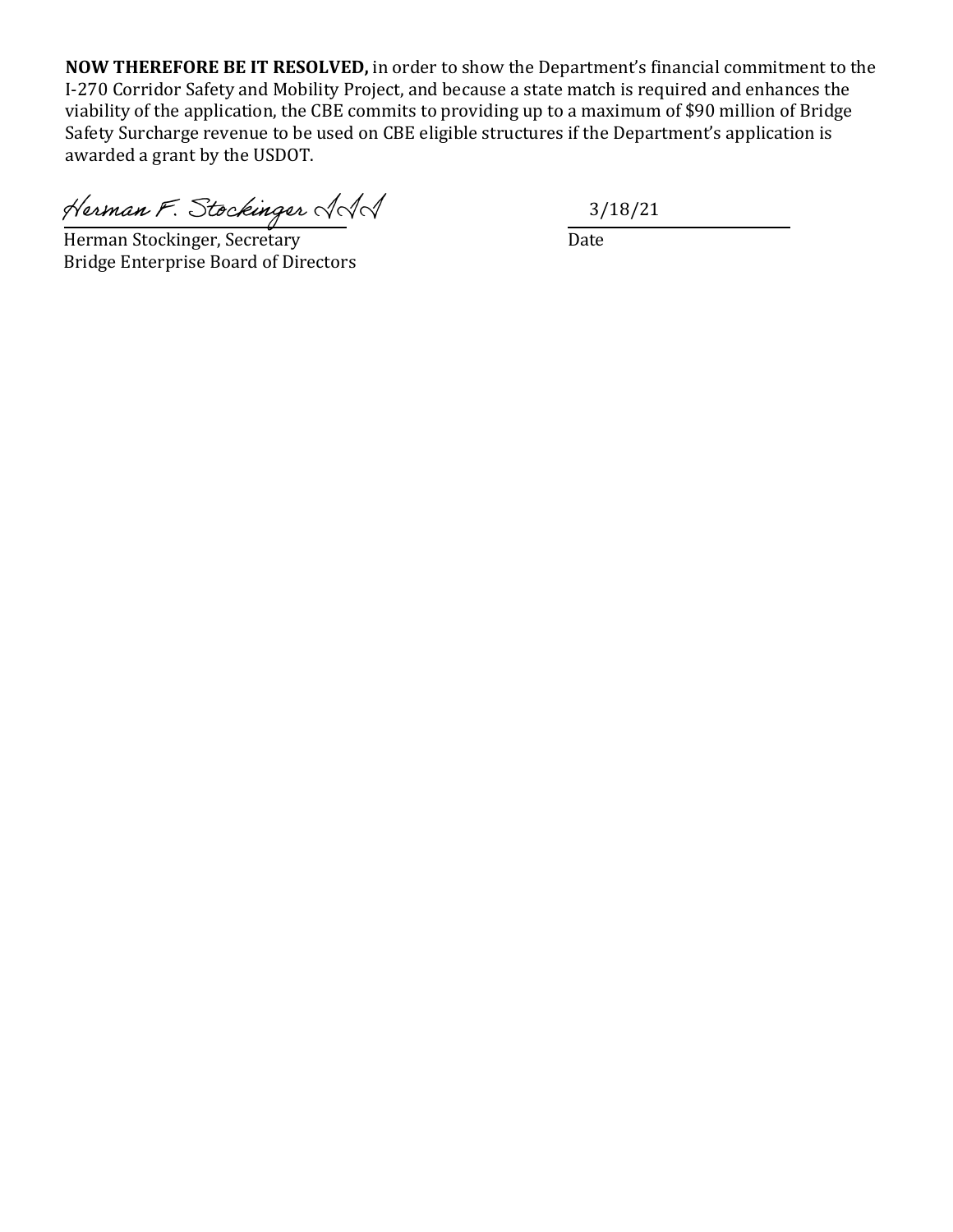**NOW THEREFORE BE IT RESOLVED,** in order to show the Department's financial commitment to the I-270 Corridor Safety and Mobility Project, and because a state match is required and enhances the viability of the application, the CBE commits to providing up to a maximum of $90 million of Bridge Safety Surcharge revenue to be used on CBE eligible structures if the Department's application is awarded a grant by the USDOT.

Herman F. Stockinger III

Herman Stockinger, Secretary
Bridge Enterprise Board of Directors

3/18/21

Date